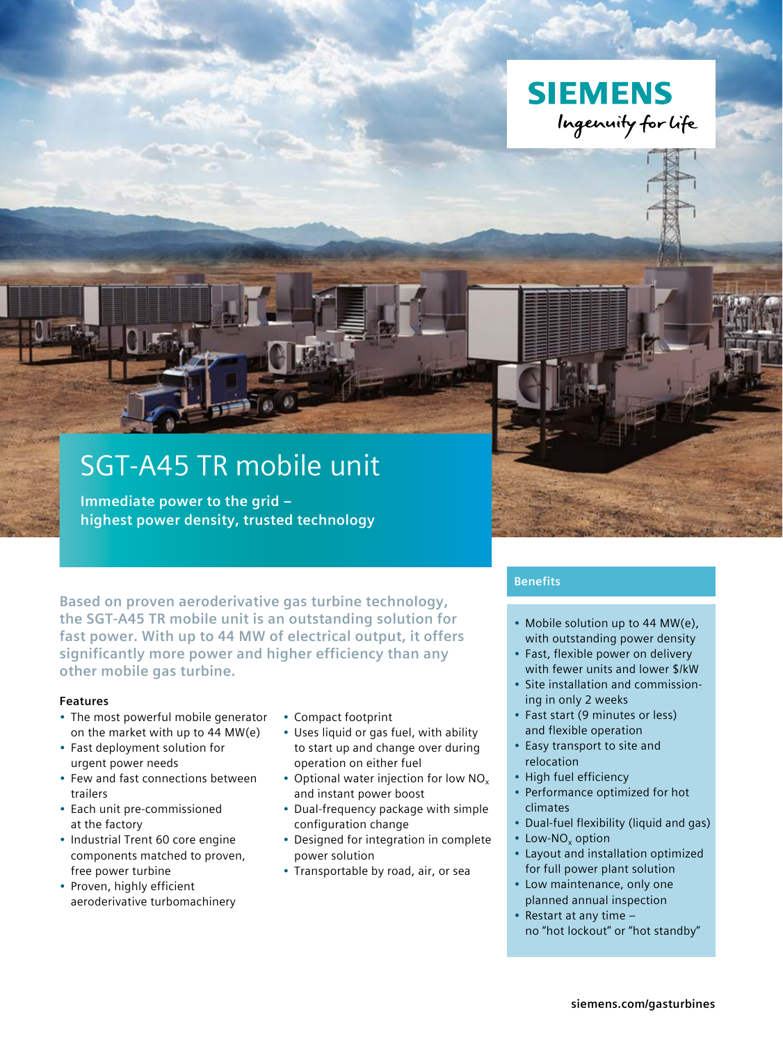SIEMENS

Ingenuity for life

# SGT-A45 TR mobile unit

**Immediate power to the grid – highest power density, trusted technology**

Based on proven aeroderivative gas turbine technology, the SGT-A45 TR mobile unit is an outstanding solution for fast power. With up to 44 MW of electrical output, it offers significantly more power and higher efficiency than any other mobile gas turbine.

### Features

- The most powerful mobile generator on the market with up to 44 MW(e)
- Fast deployment solution for urgent power needs
- Few and fast connections between trailers
- Each unit pre-commissioned at the factory
- Industrial Trent 60 core engine components matched to proven, free power turbine
- Proven, highly efficient aeroderivative turbomachinery
- Compact footprint
- Uses liquid or gas fuel, with ability to start up and change over during operation on either fuel
- Optional water injection for low $NO_x$ and instant power boost
- Dual-frequency package with simple configuration change
- Designed for integration in complete power solution
- Transportable by road, air, or sea

### Benefits

- Mobile solution up to 44 MW(e), with outstanding power density
- Fast, flexible power on delivery with fewer units and lower $/kW
- Site installation and commissioning in only 2 weeks
- Fast start (9 minutes or less) and flexible operation
- Easy transport to site and relocation
- High fuel efficiency
- Performance optimized for hot climates
- Dual-fuel flexibility (liquid and gas)
- Low-$NO_x$ option
- Layout and installation optimized for full power plant solution
- Low maintenance, only one planned annual inspection
- Restart at any time – no "hot lockout" or "hot standby"

siemens.com/gasturbines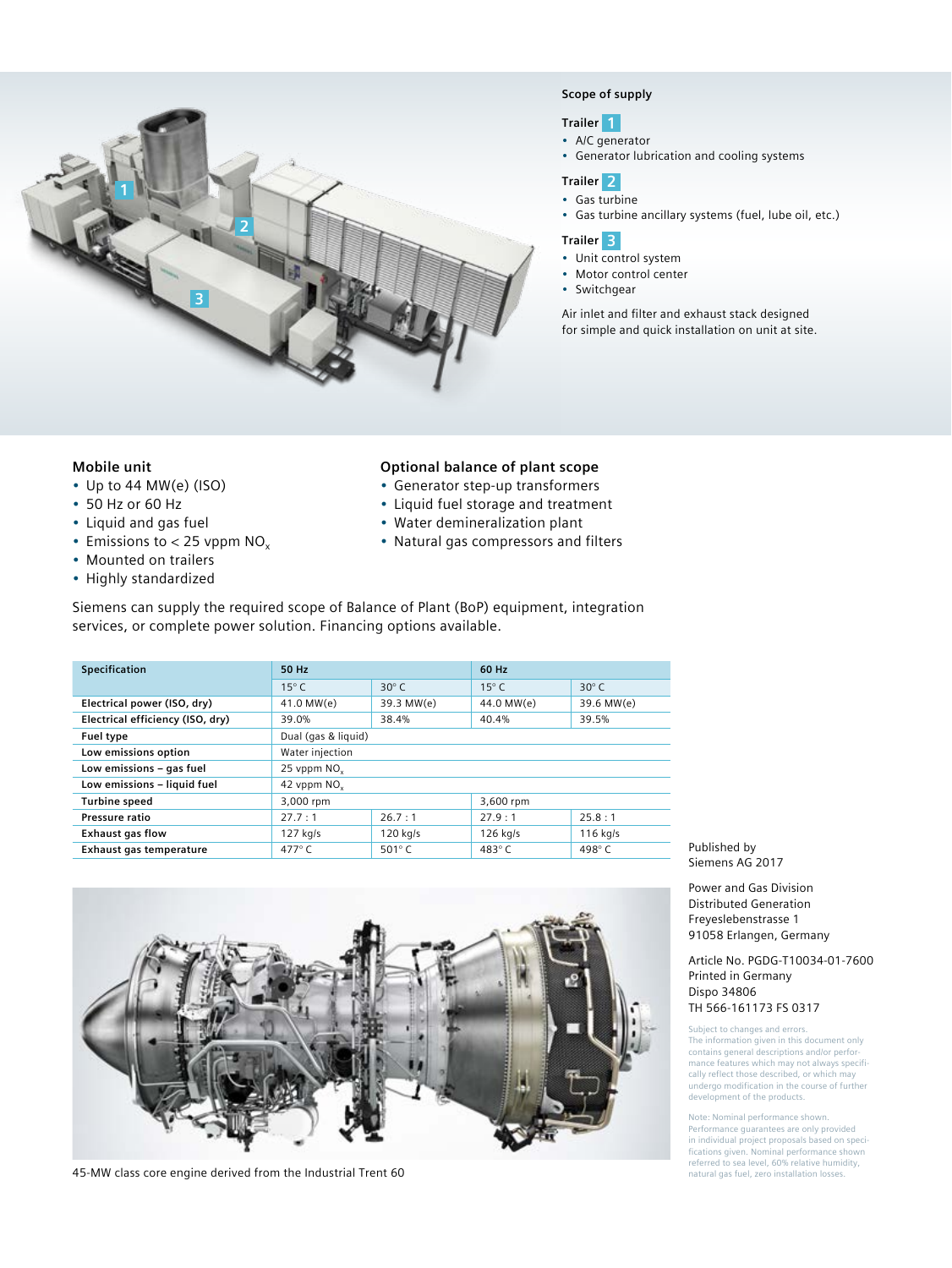### Scope of supply

**Trailer 1**
- A/C generator
- Generator lubrication and cooling systems

**Trailer 2**
- Gas turbine
- Gas turbine ancillary systems (fuel, lube oil, etc.)

**Trailer 3**
- Unit control system
- Motor control center
- Switchgear

Air inlet and filter and exhaust stack designed for simple and quick installation on unit at site.

### Mobile unit
- Up to 44 MW(e) (ISO)
- 50 Hz or 60 Hz
- Liquid and gas fuel
- Emissions to < 25 vppm $NO_x$
- Mounted on trailers
- Highly standardized

### Optional balance of plant scope
- Generator step-up transformers
- Liquid fuel storage and treatment
- Water demineralization plant
- Natural gas compressors and filters

Siemens can supply the required scope of Balance of Plant (BoP) equipment, integration services, or complete power solution. Financing options available.

| Specification | 50 Hz | | 60 Hz | |
|---|---|---|---|---|
| | 15° C | 30° C | 15° C | 30° C |
| **Electrical power (ISO, dry)** | 41.0 MW(e) | 39.3 MW(e) | 44.0 MW(e) | 39.6 MW(e) |
| **Electrical efficiency (ISO, dry)** | 39.0% | 38.4% | 40.4% | 39.5% |
| **Fuel type** | Dual (gas & liquid) | | | |
| **Low emissions option** | Water injection | | | |
| **Low emissions – gas fuel** | 25 vppm $NO_x$ | | | |
| **Low emissions – liquid fuel** | 42 vppm $NO_x$ | | | |
| **Turbine speed** | 3,000 rpm | | 3,600 rpm | |
| **Pressure ratio** | 27.7 : 1 | 26.7 : 1 | 27.9 : 1 | 25.8 : 1 |
| **Exhaust gas flow** | 127 kg/s | 120 kg/s | 126 kg/s | 116 kg/s |
| **Exhaust gas temperature** | 477° C | 501° C | 483° C | 498° C |

45-MW class core engine derived from the Industrial Trent 60

Published by
Siemens AG 2017

Power and Gas Division
Distributed Generation
Freyeslebenstrasse 1
91058 Erlangen, Germany

Article No. PGDG-T10034-01-7600
Printed in Germany
Dispo 34806
TH 566-161173 FS 0317

Subject to changes and errors.
The information given in this document only contains general descriptions and/or performance features which may not always specifically reflect those described, or which may undergo modification in the course of further development of the products.

Note: Nominal performance shown.
Performance guarantees are only provided in individual project proposals based on specifications given. Nominal performance shown referred to sea level, 60% relative humidity, natural gas fuel, zero installation losses.